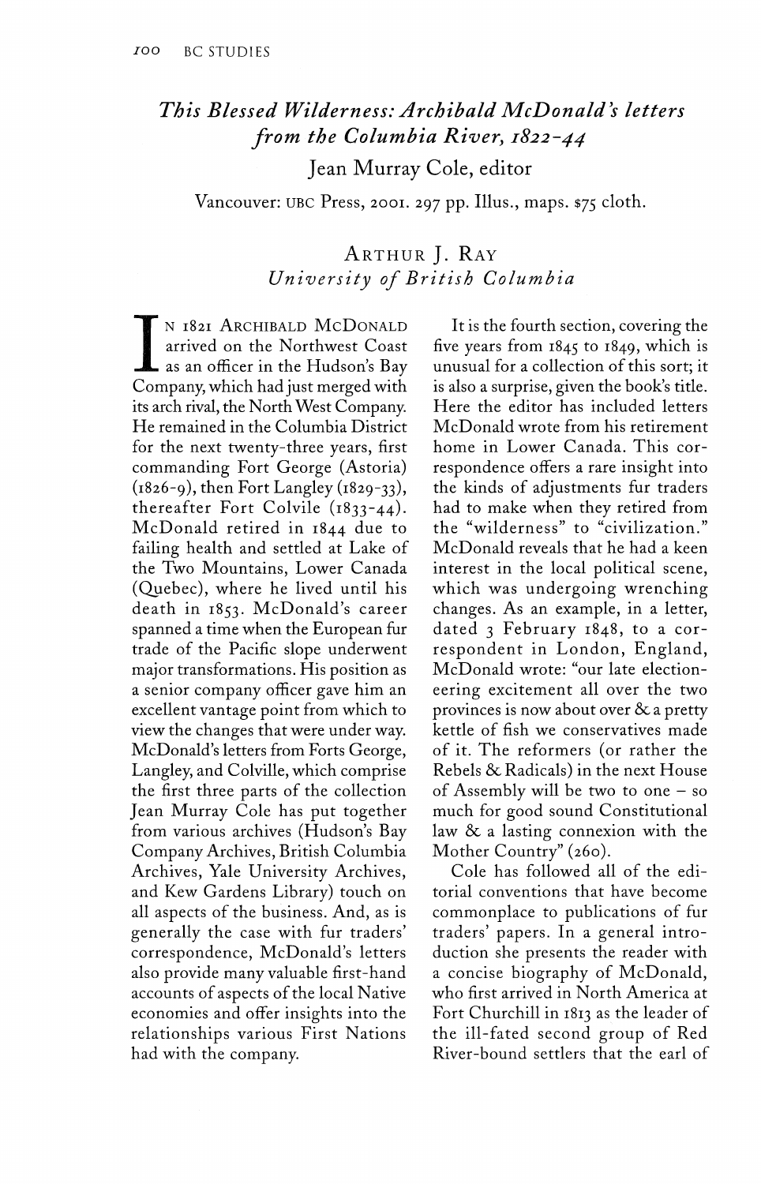## *This Blessed Wilderness: Archibald McDonald's letters from the Columbia River, 1822-44*

Jean Murray Cole, editor

Vancouver: UBC Press, 2001. 297 pp. Illus., maps. $75 cloth.

ARTHUR J. RAY
*University of British Columbia*

IN 1821 ARCHIBALD MCDONALD arrived on the Northwest Coast as an officer in the Hudson's Bay Company, which had just merged with its arch rival, the North West Company. He remained in the Columbia District for the next twenty-three years, first commanding Fort George (Astoria) (1826-9), then Fort Langley (1829-33), thereafter Fort Colvile (1833-44). McDonald retired in 1844 due to failing health and settled at Lake of the Two Mountains, Lower Canada (Quebec), where he lived until his death in 1853. McDonald's career spanned a time when the European fur trade of the Pacific slope underwent major transformations. His position as a senior company officer gave him an excellent vantage point from which to view the changes that were under way. McDonald's letters from Forts George, Langley, and Colville, which comprise the first three parts of the collection Jean Murray Cole has put together from various archives (Hudson's Bay Company Archives, British Columbia Archives, Yale University Archives, and Kew Gardens Library) touch on all aspects of the business. And, as is generally the case with fur traders' correspondence, McDonald's letters also provide many valuable first-hand accounts of aspects of the local Native economies and offer insights into the relationships various First Nations had with the company.

It is the fourth section, covering the five years from 1845 to 1849, which is unusual for a collection of this sort; it is also a surprise, given the book's title. Here the editor has included letters McDonald wrote from his retirement home in Lower Canada. This correspondence offers a rare insight into the kinds of adjustments fur traders had to make when they retired from the "wilderness" to "civilization." McDonald reveals that he had a keen interest in the local political scene, which was undergoing wrenching changes. As an example, in a letter, dated 3 February 1848, to a correspondent in London, England, McDonald wrote: "our late electioneering excitement all over the two provinces is now about over & a pretty kettle of fish we conservatives made of it. The reformers (or rather the Rebels & Radicals) in the next House of Assembly will be two to one – so much for good sound Constitutional law & a lasting connexion with the Mother Country" (260).

Cole has followed all of the editorial conventions that have become commonplace to publications of fur traders' papers. In a general introduction she presents the reader with a concise biography of McDonald, who first arrived in North America at Fort Churchill in 1813 as the leader of the ill-fated second group of Red River-bound settlers that the earl of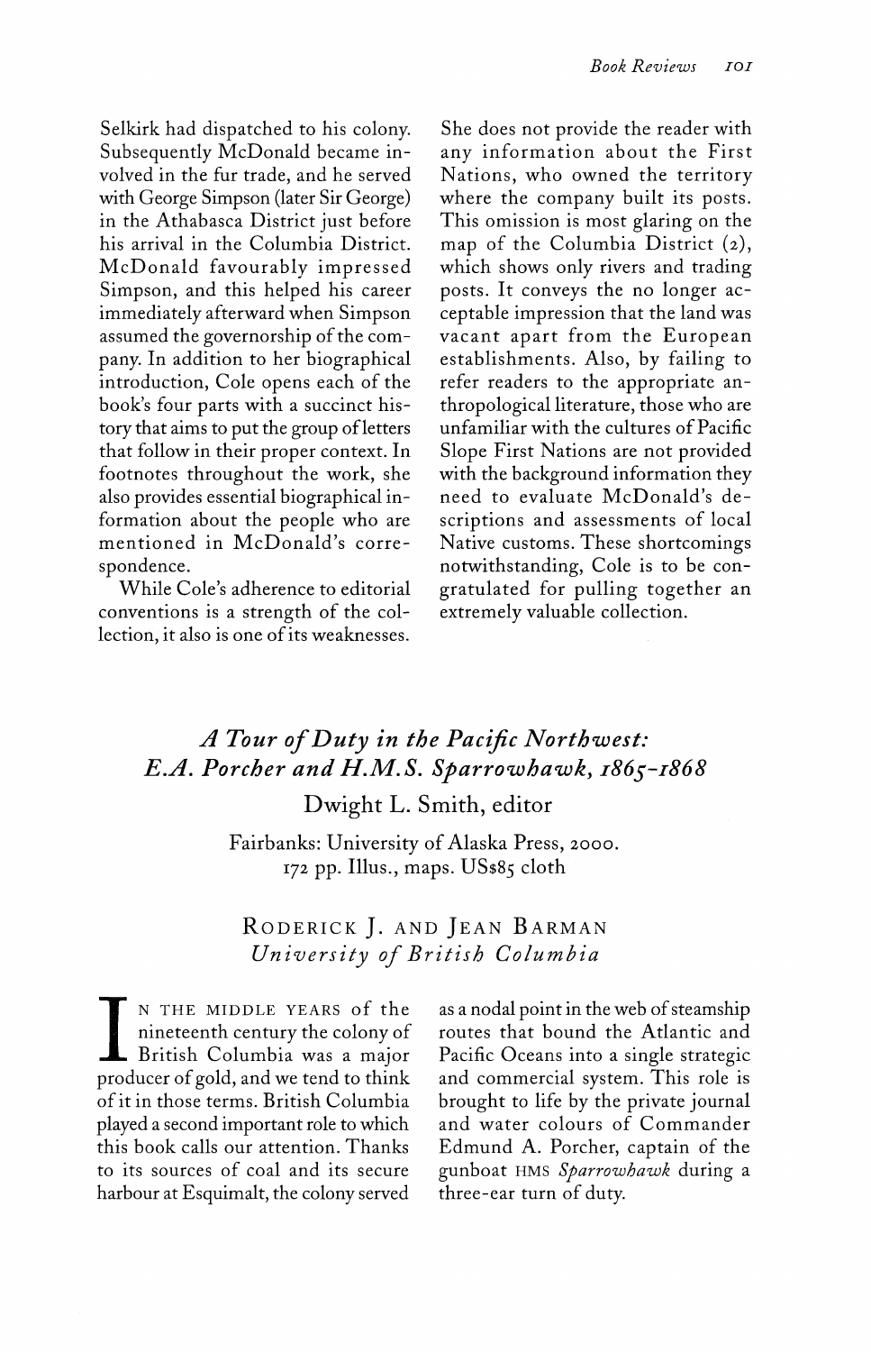Selkirk had dispatched to his colony. Subsequently McDonald became involved in the fur trade, and he served with George Simpson (later Sir George) in the Athabasca District just before his arrival in the Columbia District. McDonald favourably impressed Simpson, and this helped his career immediately afterward when Simpson assumed the governorship of the company. In addition to her biographical introduction, Cole opens each of the book's four parts with a succinct history that aims to put the group of letters that follow in their proper context. In footnotes throughout the work, she also provides essential biographical information about the people who are mentioned in McDonald's correspondence.

While Cole's adherence to editorial conventions is a strength of the collection, it also is one of its weaknesses. She does not provide the reader with any information about the First Nations, who owned the territory where the company built its posts. This omission is most glaring on the map of the Columbia District (2), which shows only rivers and trading posts. It conveys the no longer acceptable impression that the land was vacant apart from the European establishments. Also, by failing to refer readers to the appropriate anthropological literature, those who are unfamiliar with the cultures of Pacific Slope First Nations are not provided with the background information they need to evaluate McDonald's descriptions and assessments of local Native customs. These shortcomings notwithstanding, Cole is to be congratulated for pulling together an extremely valuable collection.

## *A Tour of Duty in the Pacific Northwest: E.A. Porcher and H.M.S. Sparrowhawk, 1865-1868*

Dwight L. Smith, editor

Fairbanks: University of Alaska Press, 2000. 172 pp. Illus., maps. US$85 cloth

RODERICK J. AND JEAN BARMAN
*University of British Columbia*

IN THE MIDDLE YEARS of the nineteenth century the colony of British Columbia was a major producer of gold, and we tend to think of it in those terms. British Columbia played a second important role to which this book calls our attention. Thanks to its sources of coal and its secure harbour at Esquimalt, the colony served as a nodal point in the web of steamship routes that bound the Atlantic and Pacific Oceans into a single strategic and commercial system. This role is brought to life by the private journal and water colours of Commander Edmund A. Porcher, captain of the gunboat HMS *Sparrowhawk* during a three-ear turn of duty.